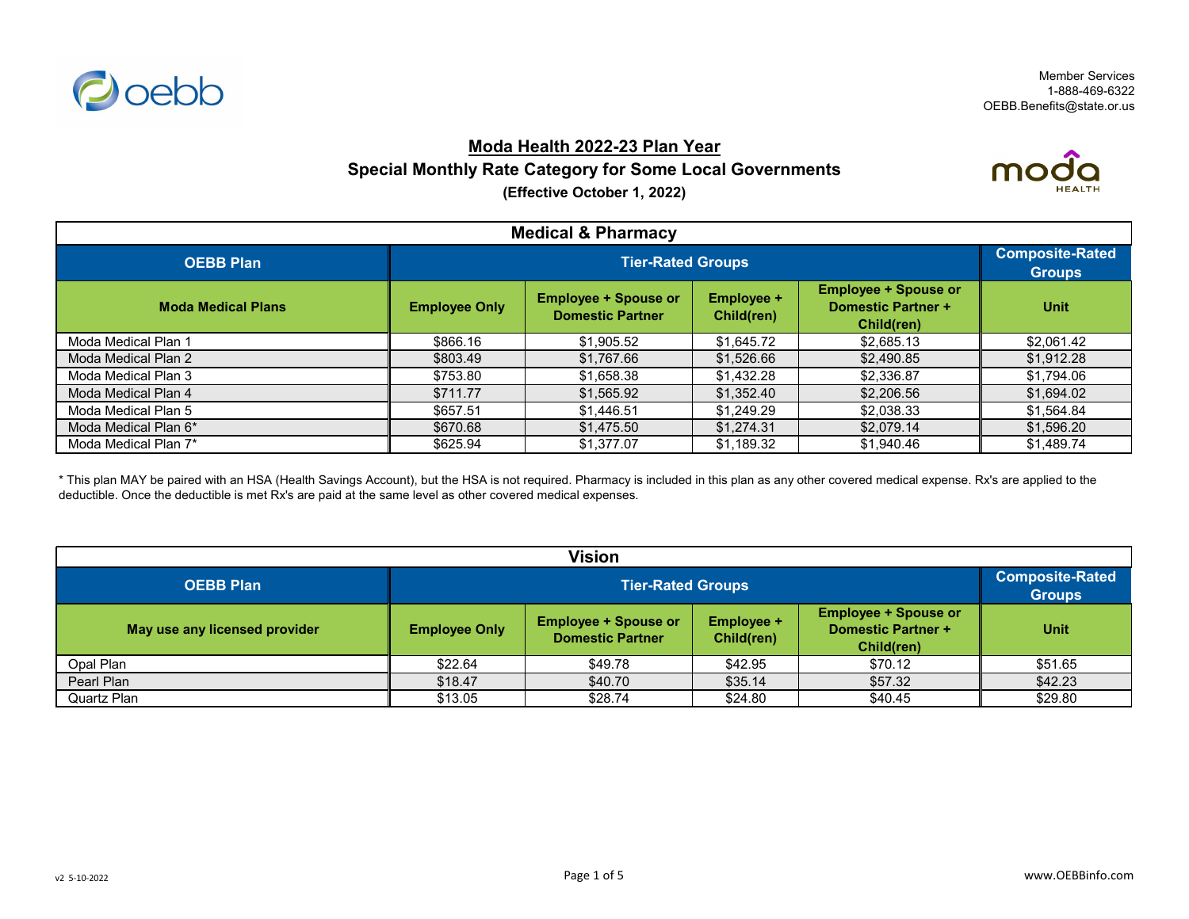Member Services
1-888-469-6322
OEBB.Benefits@state.or.us

# Moda Health 2022-23 Plan Year

## Special Monthly Rate Category for Some Local Governments

**(Effective October 1, 2022)**

| Medical & Pharmacy | | | | | |
|---|---|---|---|---|---|
| **OEBB Plan** | **Tier-Rated Groups** | | | | **Composite-Rated Groups** |
| **Moda Medical Plans** | **Employee Only** | **Employee + Spouse or Domestic Partner** | **Employee + Child(ren)** | **Employee + Spouse or Domestic Partner + Child(ren)** | **Unit** |
| Moda Medical Plan 1 | $866.16 | $1,905.52 | $1,645.72 | $2,685.13 | $2,061.42 |
| Moda Medical Plan 2 | $803.49 | $1,767.66 | $1,526.66 | $2,490.85 | $1,912.28 |
| Moda Medical Plan 3 | $753.80 | $1,658.38 | $1,432.28 | $2,336.87 | $1,794.06 |
| Moda Medical Plan 4 | $711.77 | $1,565.92 | $1,352.40 | $2,206.56 | $1,694.02 |
| Moda Medical Plan 5 | $657.51 | $1,446.51 | $1,249.29 | $2,038.33 | $1,564.84 |
| Moda Medical Plan 6* | $670.68 | $1,475.50 | $1,274.31 | $2,079.14 | $1,596.20 |
| Moda Medical Plan 7* | $625.94 | $1,377.07 | $1,189.32 | $1,940.46 | $1,489.74 |

* This plan MAY be paired with an HSA (Health Savings Account), but the HSA is not required. Pharmacy is included in this plan as any other covered medical expense. Rx's are applied to the deductible. Once the deductible is met Rx's are paid at the same level as other covered medical expenses.

| Vision | | | | | |
|---|---|---|---|---|---|
| **OEBB Plan** | **Tier-Rated Groups** | | | | **Composite-Rated Groups** |
| **May use any licensed provider** | **Employee Only** | **Employee + Spouse or Domestic Partner** | **Employee + Child(ren)** | **Employee + Spouse or Domestic Partner + Child(ren)** | **Unit** |
| Opal Plan | $22.64 | $49.78 | $42.95 | $70.12 | $51.65 |
| Pearl Plan | $18.47 | $40.70 | $35.14 | $57.32 | $42.23 |
| Quartz Plan | $13.05 | $28.74 | $24.80 | $40.45 | $29.80 |

v2 5-10-2022

www.OEBBinfo.com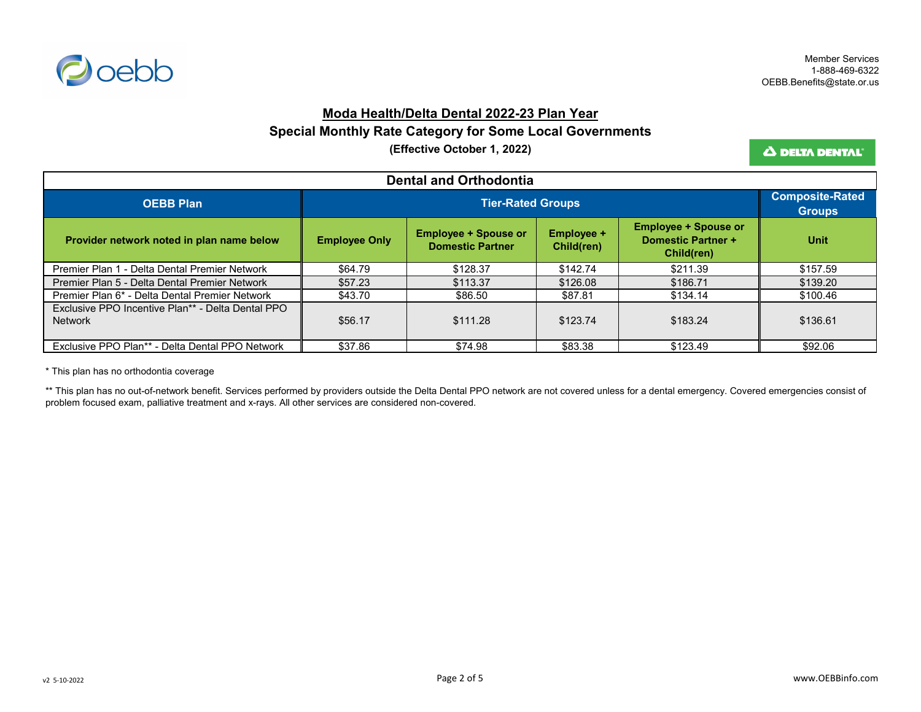Member Services
1-888-469-6322
OEBB.Benefits@state.or.us

# Moda Health/Delta Dental 2022-23 Plan Year

## Special Monthly Rate Category for Some Local Governments

**(Effective October 1, 2022)**

| Dental and Orthodontia | | | | | |
|---|---|---|---|---|---|
| **OEBB Plan** | **Tier-Rated Groups** | | | | **Composite-Rated Groups** |
| **Provider network noted in plan name below** | **Employee Only** | **Employee + Spouse or Domestic Partner** | **Employee + Child(ren)** | **Employee + Spouse or Domestic Partner + Child(ren)** | **Unit** |
| Premier Plan 1 - Delta Dental Premier Network | $64.79 | $128.37 | $142.74 | $211.39 | $157.59 |
| Premier Plan 5 - Delta Dental Premier Network | $57.23 | $113.37 | $126.08 | $186.71 | $139.20 |
| Premier Plan 6* - Delta Dental Premier Network | $43.70 | $86.50 | $87.81 | $134.14 | $100.46 |
| Exclusive PPO Incentive Plan** - Delta Dental PPO Network | $56.17 | $111.28 | $123.74 | $183.24 | $136.61 |
| Exclusive PPO Plan** - Delta Dental PPO Network | $37.86 | $74.98 | $83.38 | $123.49 | $92.06 |

* This plan has no orthodontia coverage

** This plan has no out-of-network benefit. Services performed by providers outside the Delta Dental PPO network are not covered unless for a dental emergency. Covered emergencies consist of problem focused exam, palliative treatment and x-rays. All other services are considered non-covered.

v2 5-10-2022

www.OEBBinfo.com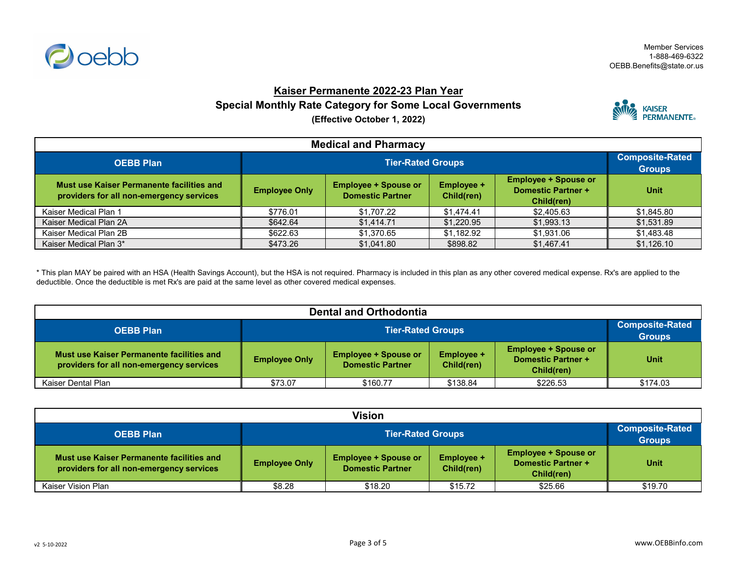Member Services
1-888-469-6322
OEBB.Benefits@state.or.us

# Kaiser Permanente 2022-23 Plan Year

## Special Monthly Rate Category for Some Local Governments

**(Effective October 1, 2022)**

### Medical and Pharmacy

| OEBB Plan | Tier-Rated Groups | | | | Composite-Rated Groups |
|---|---|---|---|---|---|
| Must use Kaiser Permanente facilities and providers for all non-emergency services | Employee Only | Employee + Spouse or Domestic Partner | Employee + Child(ren) | Employee + Spouse or Domestic Partner + Child(ren) | Unit |
| Kaiser Medical Plan 1 | $776.01 | $1,707.22 | $1,474.41 | $2,405.63 | $1,845.80 |
| Kaiser Medical Plan 2A | $642.64 | $1,414.71 | $1,220.95 | $1,993.13 | $1,531.89 |
| Kaiser Medical Plan 2B | $622.63 | $1,370.65 | $1,182.92 | $1,931.06 | $1,483.48 |
| Kaiser Medical Plan 3* | $473.26 | $1,041.80 | $898.82 | $1,467.41 | $1,126.10 |

* This plan MAY be paired with an HSA (Health Savings Account), but the HSA is not required. Pharmacy is included in this plan as any other covered medical expense. Rx's are applied to the deductible. Once the deductible is met Rx's are paid at the same level as other covered medical expenses.

### Dental and Orthodontia

| OEBB Plan | Tier-Rated Groups | | | | Composite-Rated Groups |
|---|---|---|---|---|---|
| Must use Kaiser Permanente facilities and providers for all non-emergency services | Employee Only | Employee + Spouse or Domestic Partner | Employee + Child(ren) | Employee + Spouse or Domestic Partner + Child(ren) | Unit |
| Kaiser Dental Plan | $73.07 | $160.77 | $138.84 | $226.53 | $174.03 |

### Vision

| OEBB Plan | Tier-Rated Groups | | | | Composite-Rated Groups |
|---|---|---|---|---|---|
| Must use Kaiser Permanente facilities and providers for all non-emergency services | Employee Only | Employee + Spouse or Domestic Partner | Employee + Child(ren) | Employee + Spouse or Domestic Partner + Child(ren) | Unit |
| Kaiser Vision Plan | $8.28 | $18.20 | $15.72 | $25.66 | $19.70 |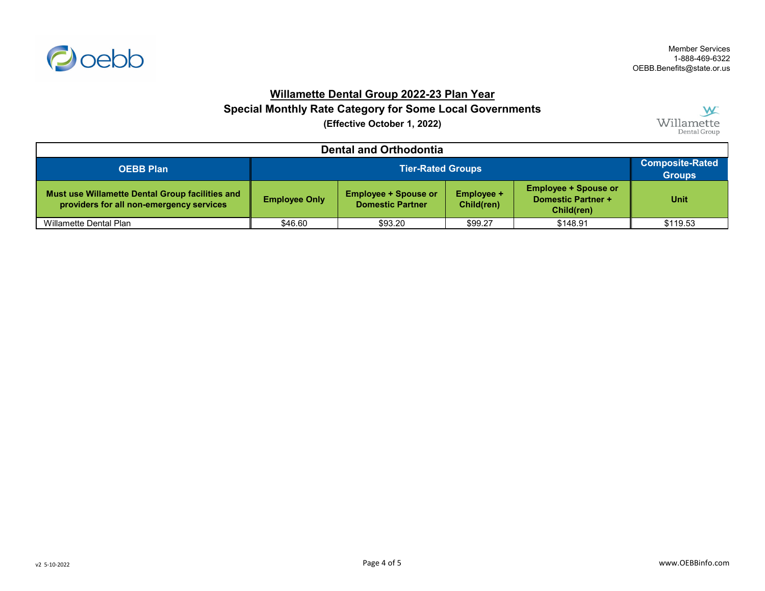Member Services
1-888-469-6322
OEBB.Benefits@state.or.us

# Willamette Dental Group 2022-23 Plan Year

## Special Monthly Rate Category for Some Local Governments

**(Effective October 1, 2022)**

| Dental and Orthodontia | | | | | |
|---|---|---|---|---|---|
| **OEBB Plan** | **Tier-Rated Groups** | | | | **Composite-Rated Groups** |
| **Must use Willamette Dental Group facilities and providers for all non-emergency services** | **Employee Only** | **Employee + Spouse or Domestic Partner** | **Employee + Child(ren)** | **Employee + Spouse or Domestic Partner + Child(ren)** | **Unit** |
| Willamette Dental Plan | $46.60 | $93.20 | $99.27 | $148.91 | $119.53 |

v2 5-10-2022

www.OEBBinfo.com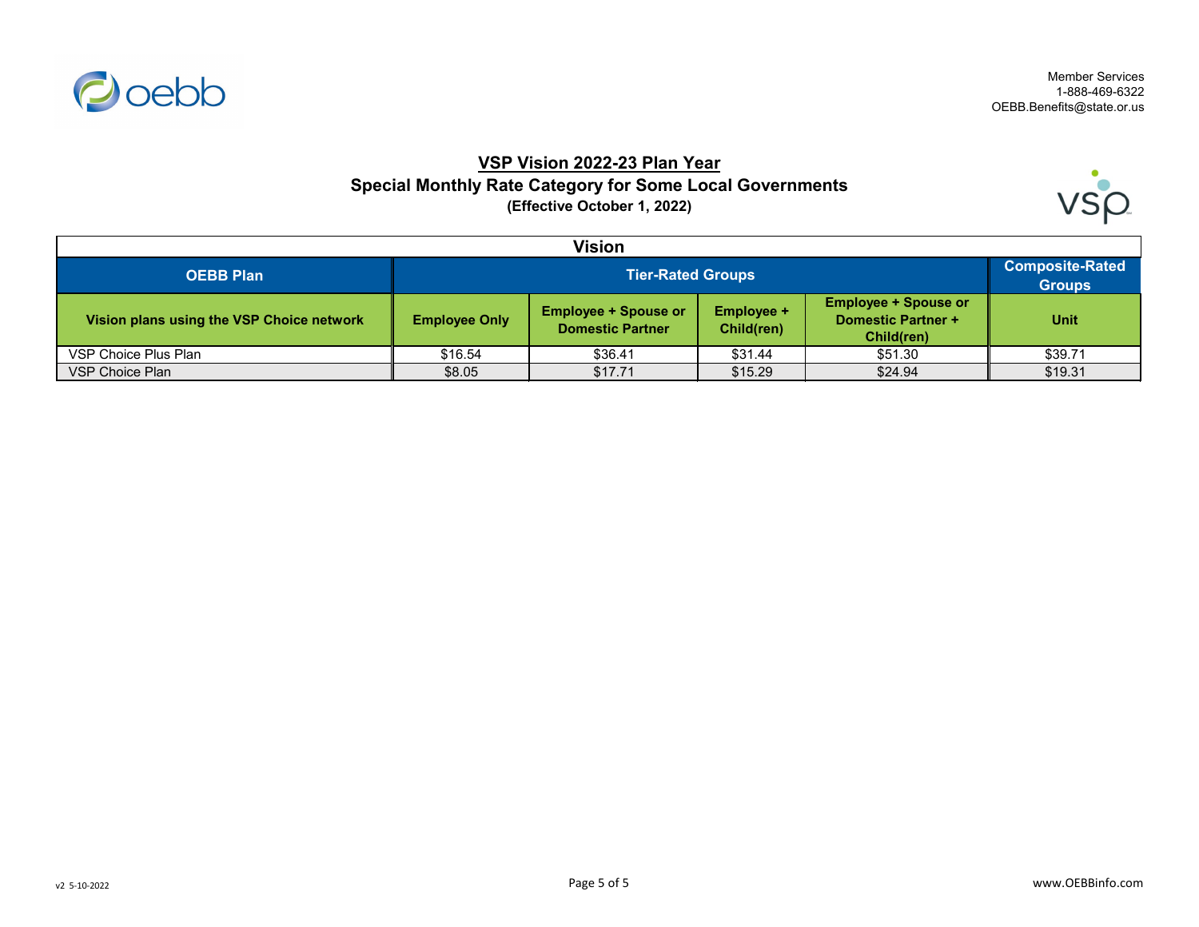Member Services
1-888-469-6322
OEBB.Benefits@state.or.us

# VSP Vision 2022-23 Plan Year

## Special Monthly Rate Category for Some Local Governments

**(Effective October 1, 2022)**

| Vision | | | | | |
|---|---|---|---|---|---|
| **OEBB Plan** | **Tier-Rated Groups** | | | | **Composite-Rated Groups** |
| **Vision plans using the VSP Choice network** | **Employee Only** | **Employee + Spouse or Domestic Partner** | **Employee + Child(ren)** | **Employee + Spouse or Domestic Partner + Child(ren)** | **Unit** |
| VSP Choice Plus Plan | $16.54 | $36.41 | $31.44 | $51.30 | $39.71 |
| VSP Choice Plan | $8.05 | $17.71 | $15.29 | $24.94 | $19.31 |

v2 5-10-2022

www.OEBBinfo.com